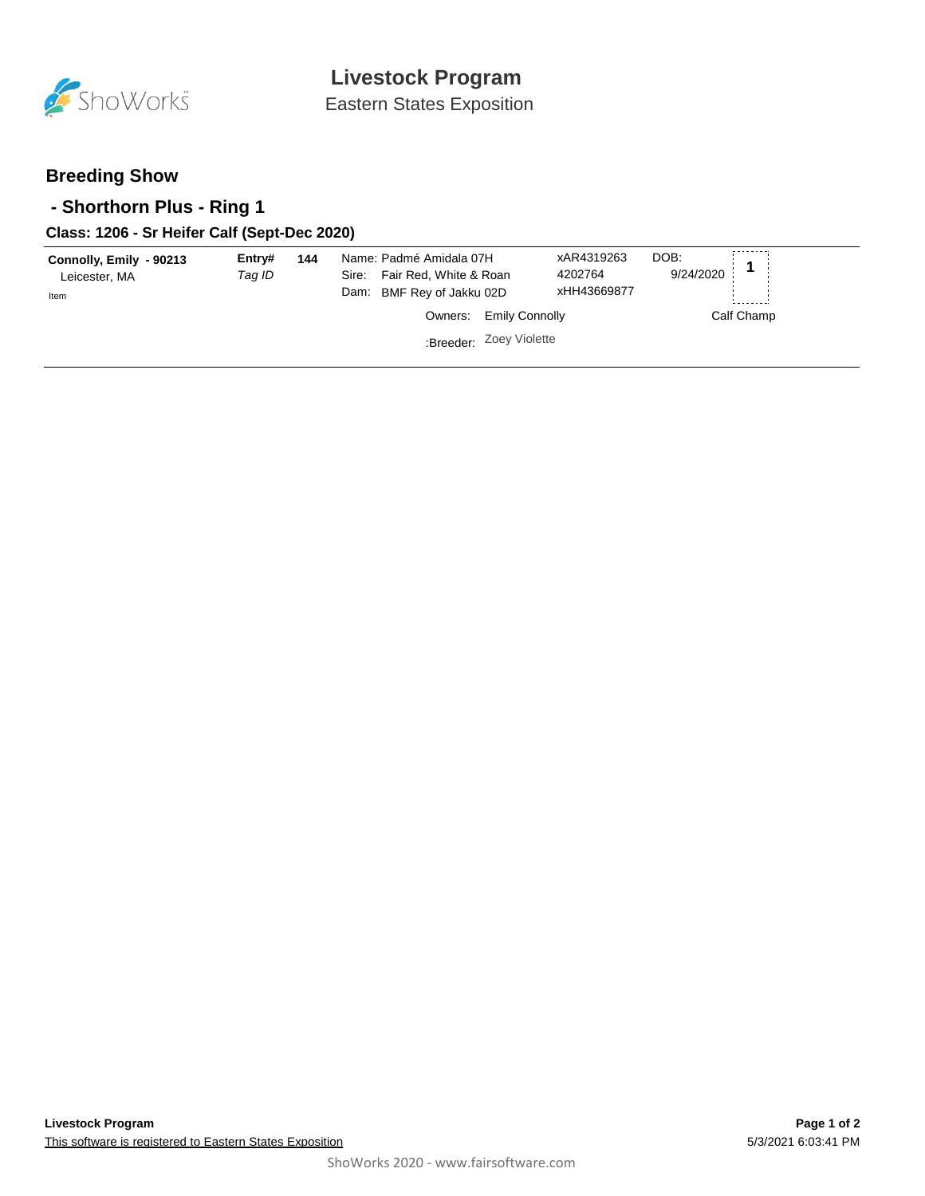# Livestock Program

Eastern States Exposition

## Breeding Show

## - Shorthorn Plus - Ring 1

### Class: 1206 - Sr Heifer Calf (Sept-Dec 2020)

| | | | | | | |
|---|---|---|---|---|---|---|
| **Connolly, Emily - 90213**<br>Leicester, MA<br>Item | **Entry#**<br>*Tag ID* | **144** | Name: Padmé Amidala 07H<br>Sire: Fair Red, White & Roan<br>Dam: BMF Rey of Jakku 02D | xAR4319263<br>4202764<br>xHH43669877 | DOB:<br>9/24/2020 | **1** |
| | | | Owners: Emily Connolly | | | Calf Champ |
| | | | :Breeder: Zoey Violette | | | |

This software is registered to Eastern States Exposition

5/3/2021 6:03:41 PM

ShoWorks 2020 - www.fairsoftware.com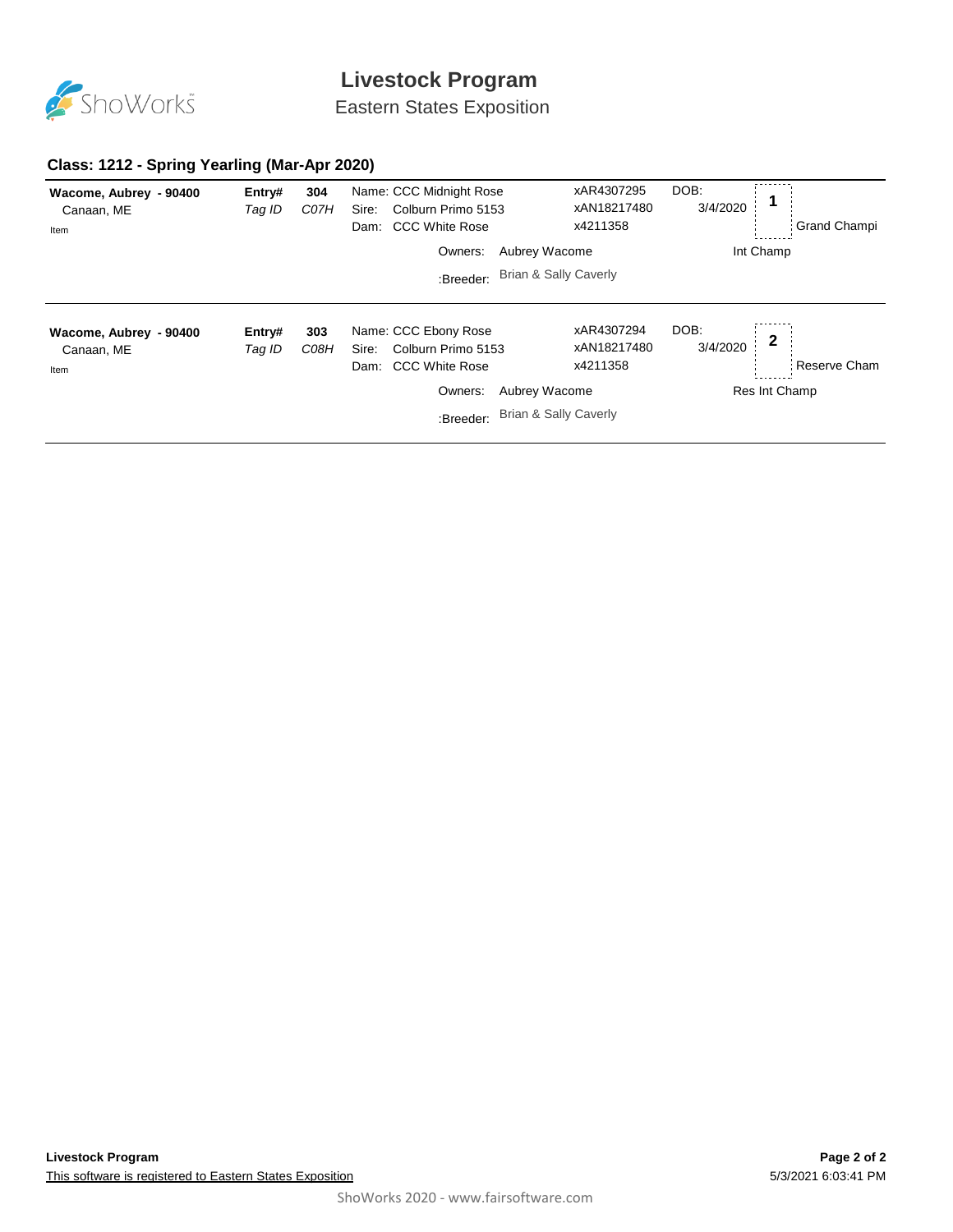# Livestock Program

Eastern States Exposition

## Class: 1212 - Spring Yearling (Mar-Apr 2020)

**Wacome, Aubrey - 90400**
Canaan, ME
Item

**Entry#** 304
*Tag ID* *C07H*

Name: CCC Midnight Rose — xAR4307295
Sire: Colburn Primo 5153 — xAN18217480
Dam: CCC White Rose — x4211358

DOB: 3/4/2020

**1**

Grand Champi

Owners: Aubrey Wacome

Int Champ

:Breeder: Brian & Sally Caverly

---

**Wacome, Aubrey - 90400**
Canaan, ME
Item

**Entry#** 303
*Tag ID* *C08H*

Name: CCC Ebony Rose — xAR4307294
Sire: Colburn Primo 5153 — xAN18217480
Dam: CCC White Rose — x4211358

DOB: 3/4/2020

**2**

Reserve Cham

Owners: Aubrey Wacome

Res Int Champ

:Breeder: Brian & Sally Caverly

---

**Livestock Program**

This software is registered to Eastern States Exposition

5/3/2021 6:03:41 PM

ShoWorks 2020 - www.fairsoftware.com